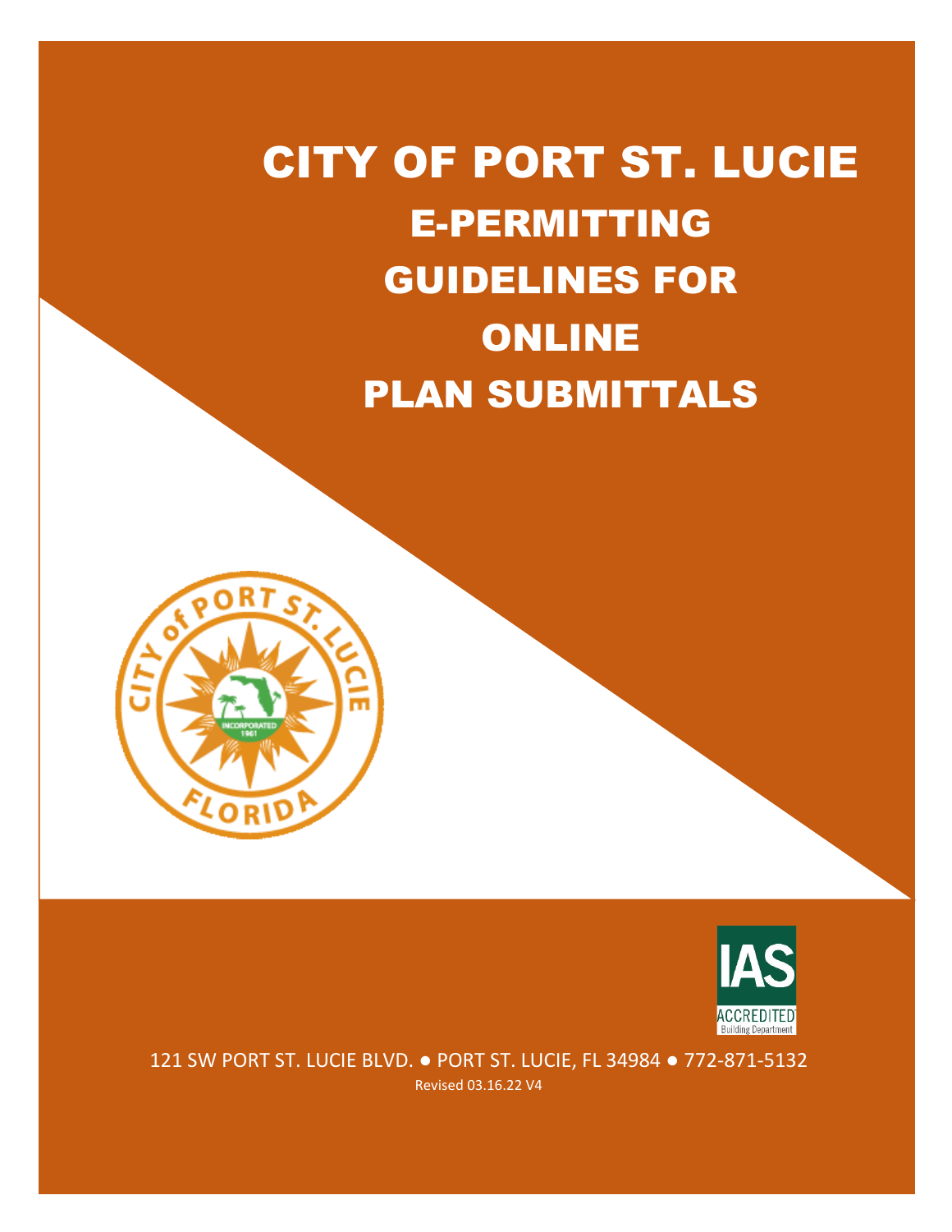# CITY OF PORT ST. LUCIE

## E-PERMITTING GUIDELINES FOR ONLINE PLAN SUBMITTALS

121 SW PORT ST. LUCIE BLVD. ● PORT ST. LUCIE, FL 34984 ● 772-871-5132

Revised 03.16.22 V4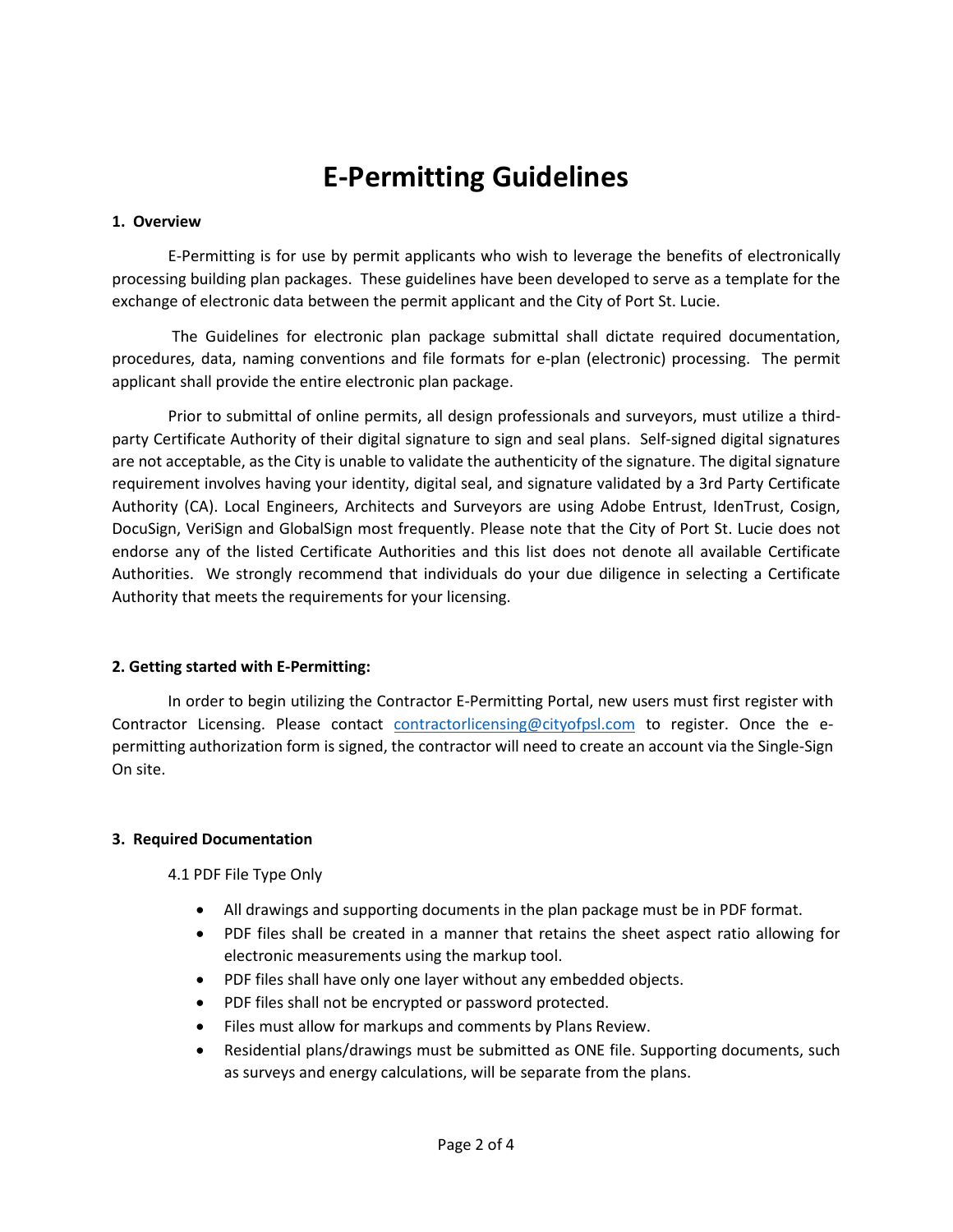# E-Permitting Guidelines

**1. Overview**

E-Permitting is for use by permit applicants who wish to leverage the benefits of electronically processing building plan packages. These guidelines have been developed to serve as a template for the exchange of electronic data between the permit applicant and the City of Port St. Lucie.

The Guidelines for electronic plan package submittal shall dictate required documentation, procedures, data, naming conventions and file formats for e-plan (electronic) processing. The permit applicant shall provide the entire electronic plan package.

Prior to submittal of online permits, all design professionals and surveyors, must utilize a third-party Certificate Authority of their digital signature to sign and seal plans. Self-signed digital signatures are not acceptable, as the City is unable to validate the authenticity of the signature. The digital signature requirement involves having your identity, digital seal, and signature validated by a 3rd Party Certificate Authority (CA). Local Engineers, Architects and Surveyors are using Adobe Entrust, IdenTrust, Cosign, DocuSign, VeriSign and GlobalSign most frequently. Please note that the City of Port St. Lucie does not endorse any of the listed Certificate Authorities and this list does not denote all available Certificate Authorities. We strongly recommend that individuals do your due diligence in selecting a Certificate Authority that meets the requirements for your licensing.

**2. Getting started with E-Permitting:**

In order to begin utilizing the Contractor E-Permitting Portal, new users must first register with Contractor Licensing. Please contact contractorlicensing@cityofpsl.com to register. Once the e-permitting authorization form is signed, the contractor will need to create an account via the Single-Sign On site.

**3. Required Documentation**

4.1 PDF File Type Only

- All drawings and supporting documents in the plan package must be in PDF format.
- PDF files shall be created in a manner that retains the sheet aspect ratio allowing for electronic measurements using the markup tool.
- PDF files shall have only one layer without any embedded objects.
- PDF files shall not be encrypted or password protected.
- Files must allow for markups and comments by Plans Review.
- Residential plans/drawings must be submitted as ONE file. Supporting documents, such as surveys and energy calculations, will be separate from the plans.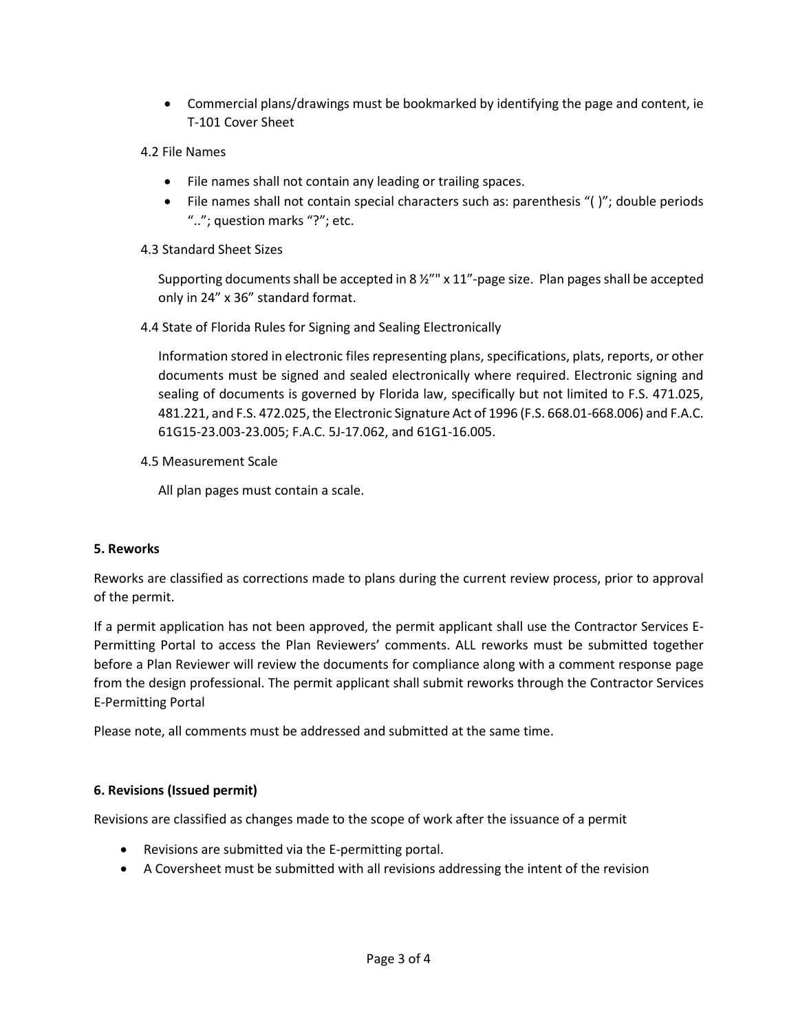- Commercial plans/drawings must be bookmarked by identifying the page and content, ie T-101 Cover Sheet

4.2 File Names

- File names shall not contain any leading or trailing spaces.
- File names shall not contain special characters such as: parenthesis "( )"; double periods ".."; question marks "?"; etc.

4.3 Standard Sheet Sizes

Supporting documents shall be accepted in 8 ½"" x 11"-page size. Plan pages shall be accepted only in 24" x 36" standard format.

4.4 State of Florida Rules for Signing and Sealing Electronically

Information stored in electronic files representing plans, specifications, plats, reports, or other documents must be signed and sealed electronically where required. Electronic signing and sealing of documents is governed by Florida law, specifically but not limited to F.S. 471.025, 481.221, and F.S. 472.025, the Electronic Signature Act of 1996 (F.S. 668.01-668.006) and F.A.C. 61G15-23.003-23.005; F.A.C. 5J-17.062, and 61G1-16.005.

4.5 Measurement Scale

All plan pages must contain a scale.

**5. Reworks**

Reworks are classified as corrections made to plans during the current review process, prior to approval of the permit.

If a permit application has not been approved, the permit applicant shall use the Contractor Services E-Permitting Portal to access the Plan Reviewers' comments. ALL reworks must be submitted together before a Plan Reviewer will review the documents for compliance along with a comment response page from the design professional. The permit applicant shall submit reworks through the Contractor Services E-Permitting Portal

Please note, all comments must be addressed and submitted at the same time.

**6. Revisions (Issued permit)**

Revisions are classified as changes made to the scope of work after the issuance of a permit

- Revisions are submitted via the E-permitting portal.
- A Coversheet must be submitted with all revisions addressing the intent of the revision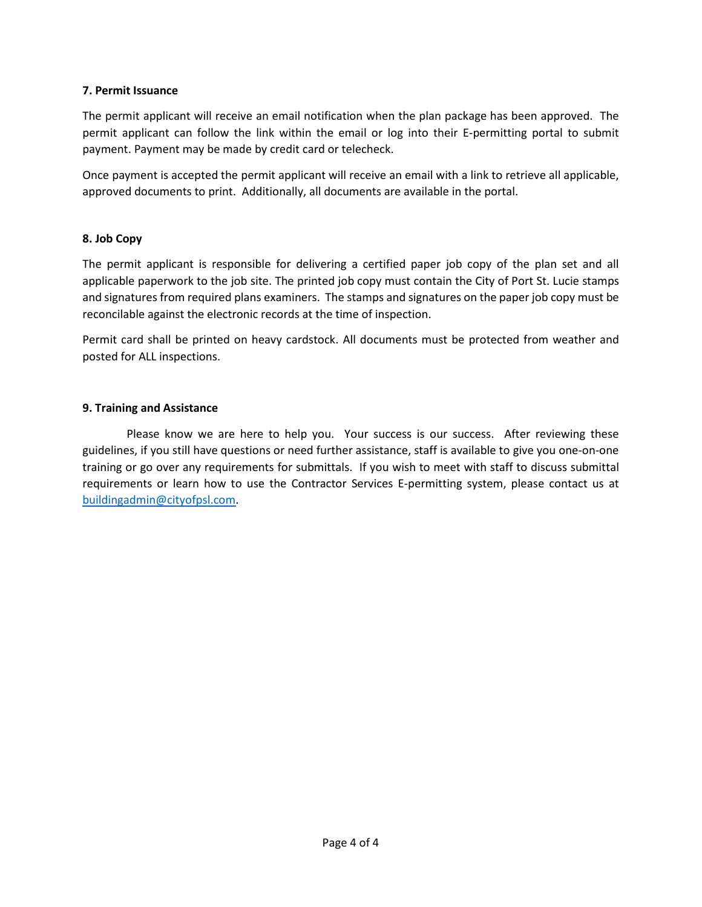**7. Permit Issuance**

The permit applicant will receive an email notification when the plan package has been approved. The permit applicant can follow the link within the email or log into their E-permitting portal to submit payment. Payment may be made by credit card or telecheck.

Once payment is accepted the permit applicant will receive an email with a link to retrieve all applicable, approved documents to print. Additionally, all documents are available in the portal.

**8. Job Copy**

The permit applicant is responsible for delivering a certified paper job copy of the plan set and all applicable paperwork to the job site. The printed job copy must contain the City of Port St. Lucie stamps and signatures from required plans examiners. The stamps and signatures on the paper job copy must be reconcilable against the electronic records at the time of inspection.

Permit card shall be printed on heavy cardstock. All documents must be protected from weather and posted for ALL inspections.

**9. Training and Assistance**

Please know we are here to help you. Your success is our success. After reviewing these guidelines, if you still have questions or need further assistance, staff is available to give you one-on-one training or go over any requirements for submittals. If you wish to meet with staff to discuss submittal requirements or learn how to use the Contractor Services E-permitting system, please contact us at buildingadmin@cityofpsl.com.